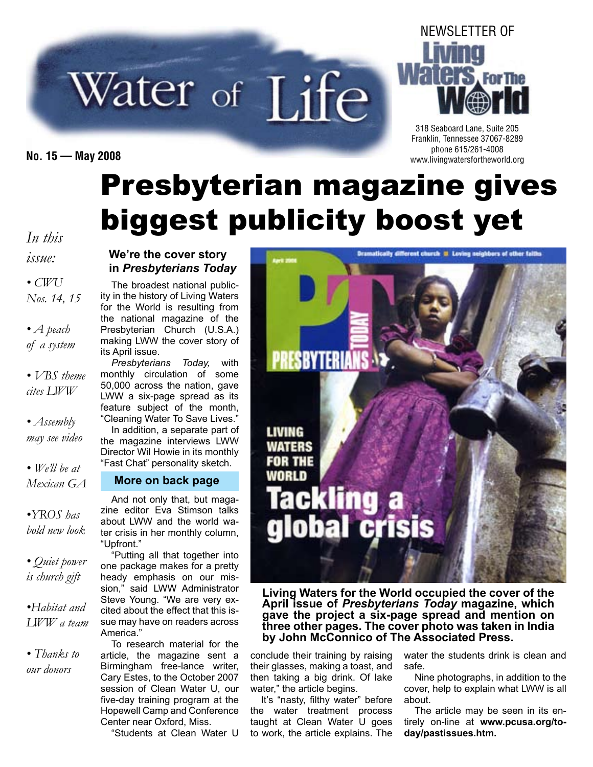# Water of Life

NEWSLETTER OF Living Waters For The World

318 Seaboard Lane, Suite 205
Franklin, Tennessee 37067-8289
phone 615/261-4008
www.livingwatersfortheworld.org

**No. 15 — May 2008**

# Presbyterian magazine gives biggest publicity boost yet

*In this issue:*

- *CWU Nos. 14, 15*
- *A peach of a system*
- *VBS theme cites LWW*
- *Assembly may see video*
- *We'll be at Mexican GA*
- *YROS has bold new look*
- *Quiet power is church gift*
- *Habitat and LWW a team*
- *Thanks to our donors*

### We're the cover story in *Presbyterians Today*

The broadest national publicity in the history of Living Waters for the World is resulting from the national magazine of the Presbyterian Church (U.S.A.) making LWW the cover story of its April issue.

*Presbyterians Today,* with monthly circulation of some 50,000 across the nation, gave LWW a six-page spread as its feature subject of the month, "Cleaning Water To Save Lives."

In addition, a separate part of the magazine interviews LWW Director Wil Howie in its monthly "Fast Chat" personality sketch.

**More on back page**

And not only that, but magazine editor Eva Stimson talks about LWW and the world water crisis in her monthly column, "Upfront."

"Putting all that together into one package makes for a pretty heady emphasis on our mission," said LWW Administrator Steve Young. "We are very excited about the effect that this issue may have on readers across America."

To research material for the article, the magazine sent a Birmingham free-lance writer, Cary Estes, to the October 2007 session of Clean Water U, our five-day training program at the Hopewell Camp and Conference Center near Oxford, Miss.

"Students at Clean Water U conclude their training by raising their glasses, making a toast, and then taking a big drink. Of lake water," the article begins.

It's "nasty, filthy water" before the water treatment process taught at Clean Water U goes to work, the article explains. The water the students drink is clean and safe.

Nine photographs, in addition to the cover, help to explain what LWW is all about.

The article may be seen in its entirely on-line at **www.pcusa.org/today/pastissues.htm.**

**Living Waters for the World occupied the cover of the April issue of *Presbyterians Today* magazine, which gave the project a six-page spread and mention on three other pages. The cover photo was taken in India by John McConnico of The Associated Press.**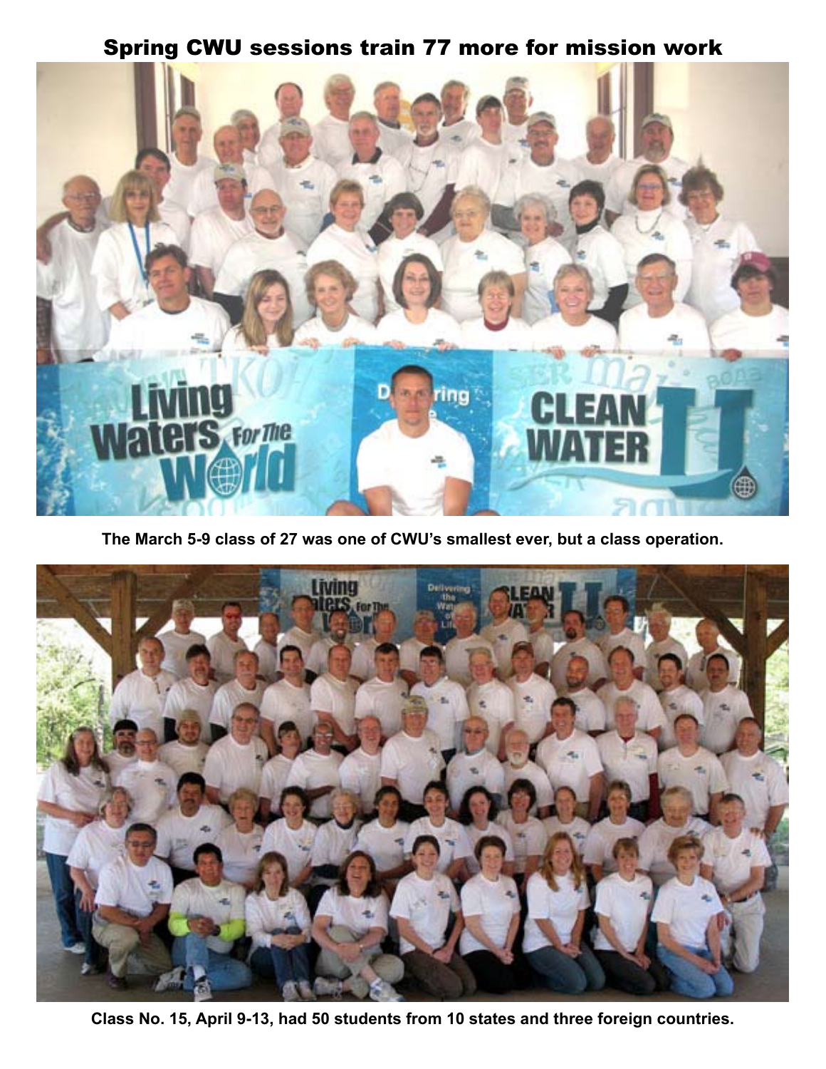# Spring CWU sessions train 77 more for mission work

**The March 5-9 class of 27 was one of CWU's smallest ever, but a class operation.**

**Class No. 15, April 9-13, had 50 students from 10 states and three foreign countries.**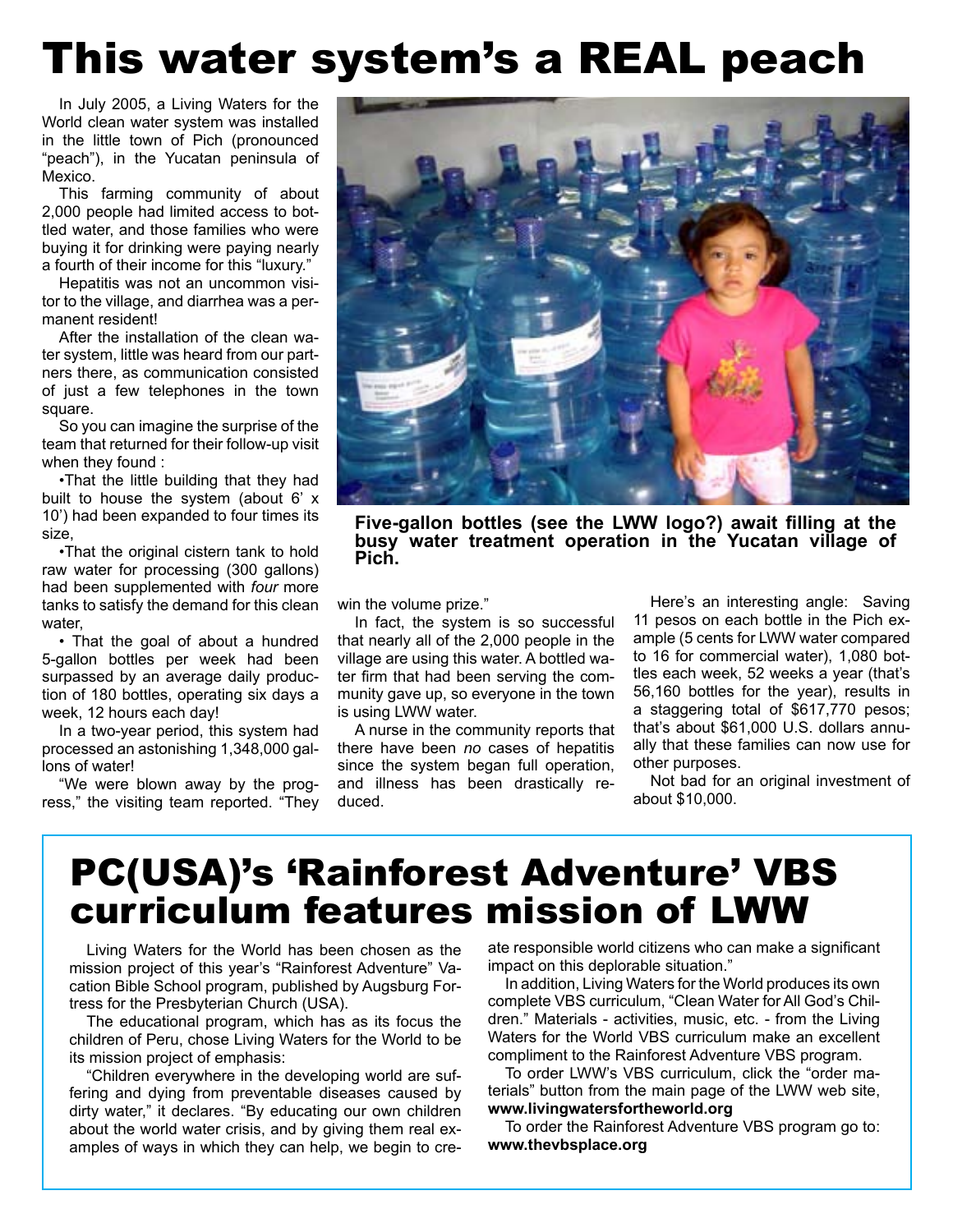# This water system's a REAL peach

In July 2005, a Living Waters for the World clean water system was installed in the little town of Pich (pronounced "peach"), in the Yucatan peninsula of Mexico.

This farming community of about 2,000 people had limited access to bottled water, and those families who were buying it for drinking were paying nearly a fourth of their income for this "luxury."

Hepatitis was not an uncommon visitor to the village, and diarrhea was a permanent resident!

After the installation of the clean water system, little was heard from our partners there, as communication consisted of just a few telephones in the town square.

So you can imagine the surprise of the team that returned for their follow-up visit when they found :

•That the little building that they had built to house the system (about 6' x 10') had been expanded to four times its size,

•That the original cistern tank to hold raw water for processing (300 gallons) had been supplemented with *four* more tanks to satisfy the demand for this clean water,

• That the goal of about a hundred 5-gallon bottles per week had been surpassed by an average daily production of 180 bottles, operating six days a week, 12 hours each day!

In a two-year period, this system had processed an astonishing 1,348,000 gallons of water!

"We were blown away by the progress," the visiting team reported. "They win the volume prize."

In fact, the system is so successful that nearly all of the 2,000 people in the village are using this water. A bottled water firm that had been serving the community gave up, so everyone in the town is using LWW water.

A nurse in the community reports that there have been *no* cases of hepatitis since the system began full operation, and illness has been drastically reduced.

Here's an interesting angle: Saving 11 pesos on each bottle in the Pich example (5 cents for LWW water compared to 16 for commercial water), 1,080 bottles each week, 52 weeks a year (that's 56,160 bottles for the year), results in a staggering total of $617,770 pesos; that's about $61,000 U.S. dollars annually that these families can now use for other purposes.

Not bad for an original investment of about $10,000.

**Five-gallon bottles (see the LWW logo?) await filling at the busy water treatment operation in the Yucatan village of Pich.**

# PC(USA)'s 'Rainforest Adventure' VBS curriculum features mission of LWW

Living Waters for the World has been chosen as the mission project of this year's "Rainforest Adventure" Vacation Bible School program, published by Augsburg Fortress for the Presbyterian Church (USA).

The educational program, which has as its focus the children of Peru, chose Living Waters for the World to be its mission project of emphasis:

"Children everywhere in the developing world are suffering and dying from preventable diseases caused by dirty water," it declares. "By educating our own children about the world water crisis, and by giving them real examples of ways in which they can help, we begin to create responsible world citizens who can make a significant impact on this deplorable situation."

In addition, Living Waters for the World produces its own complete VBS curriculum, "Clean Water for All God's Children." Materials - activities, music, etc. - from the Living Waters for the World VBS curriculum make an excellent compliment to the Rainforest Adventure VBS program.

To order LWW's VBS curriculum, click the "order materials" button from the main page of the LWW web site, **www.livingwatersfortheworld.org**

To order the Rainforest Adventure VBS program go to: **www.thevbsplace.org**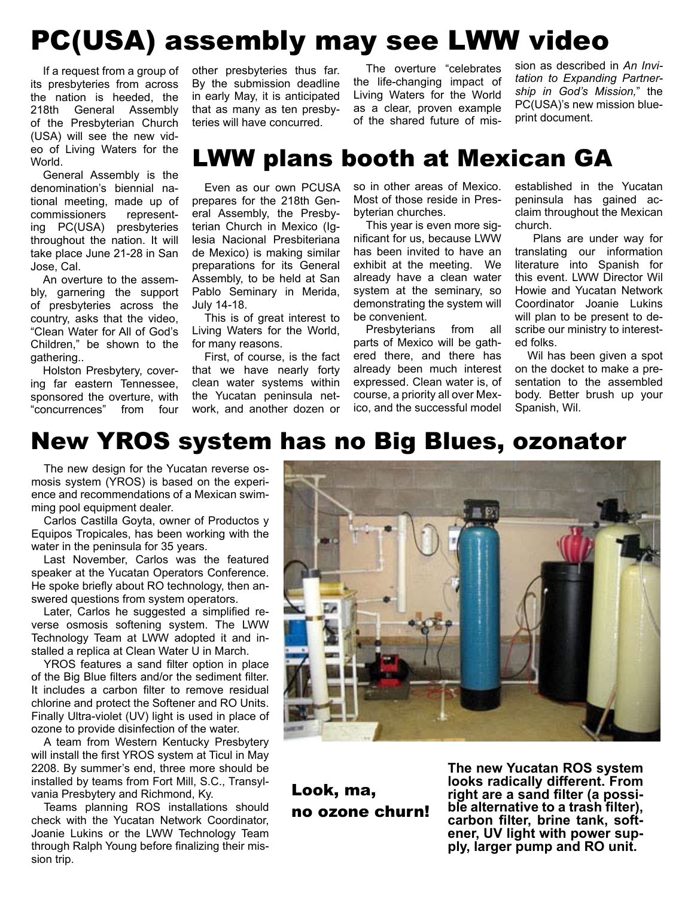# PC(USA) assembly may see LWW video

If a request from a group of its presbyteries from across the nation is heeded, the 218th General Assembly of the Presbyterian Church (USA) will see the new video of Living Waters for the World.

General Assembly is the denomination's biennial national meeting, made up of commissioners representing PC(USA) presbyteries throughout the nation. It will take place June 21-28 in San Jose, Cal.

An overture to the assembly, garnering the support of presbyteries across the country, asks that the video, "Clean Water for All of God's Children," be shown to the gathering..

Holston Presbytery, covering far eastern Tennessee, sponsored the overture, with "concurrences" from four other presbyteries thus far. By the submission deadline in early May, it is anticipated that as many as ten presbyteries will have concurred.

The overture "celebrates the life-changing impact of Living Waters for the World as a clear, proven example of the shared future of mission as described in *An Invitation to Expanding Partnership in God's Mission,*" the PC(USA)'s new mission blueprint document.

# LWW plans booth at Mexican GA

Even as our own PCUSA prepares for the 218th General Assembly, the Presbyterian Church in Mexico (Iglesia Nacional Presbiteriana de Mexico) is making similar preparations for its General Assembly, to be held at San Pablo Seminary in Merida, July 14-18.

This is of great interest to Living Waters for the World, for many reasons.

First, of course, is the fact that we have nearly forty clean water systems within the Yucatan peninsula network, and another dozen or so in other areas of Mexico. Most of those reside in Presbyterian churches.

This year is even more significant for us, because LWW has been invited to have an exhibit at the meeting. We already have a clean water system at the seminary, so demonstrating the system will be convenient.

Presbyterians from all parts of Mexico will be gathered there, and there has already been much interest expressed. Clean water is, of course, a priority all over Mexico, and the successful model established in the Yucatan peninsula has gained acclaim throughout the Mexican church.

Plans are under way for translating our information literature into Spanish for this event. LWW Director Wil Howie and Yucatan Network Coordinator Joanie Lukins will plan to be present to describe our ministry to interested folks.

Wil has been given a spot on the docket to make a presentation to the assembled body. Better brush up your Spanish, Wil.

# New YROS system has no Big Blues, ozonator

The new design for the Yucatan reverse osmosis system (YROS) is based on the experience and recommendations of a Mexican swimming pool equipment dealer.

Carlos Castilla Goyta, owner of Productos y Equipos Tropicales, has been working with the water in the peninsula for 35 years.

Last November, Carlos was the featured speaker at the Yucatan Operators Conference. He spoke briefly about RO technology, then answered questions from system operators.

Later, Carlos he suggested a simplified reverse osmosis softening system. The LWW Technology Team at LWW adopted it and installed a replica at Clean Water U in March.

YROS features a sand filter option in place of the Big Blue filters and/or the sediment filter. It includes a carbon filter to remove residual chlorine and protect the Softener and RO Units. Finally Ultra-violet (UV) light is used in place of ozone to provide disinfection of the water.

A team from Western Kentucky Presbytery will install the first YROS system at Ticul in May 2208. By summer's end, three more should be installed by teams from Fort Mill, S.C., Transylvania Presbytery and Richmond, Ky.

Teams planning ROS installations should check with the Yucatan Network Coordinator, Joanie Lukins or the LWW Technology Team through Ralph Young before finalizing their mission trip.

**Look, ma, no ozone churn!**

**The new Yucatan ROS system looks radically different. From right are a sand filter (a possible alternative to a trash filter), carbon filter, brine tank, softener, UV light with power supply, larger pump and RO unit.**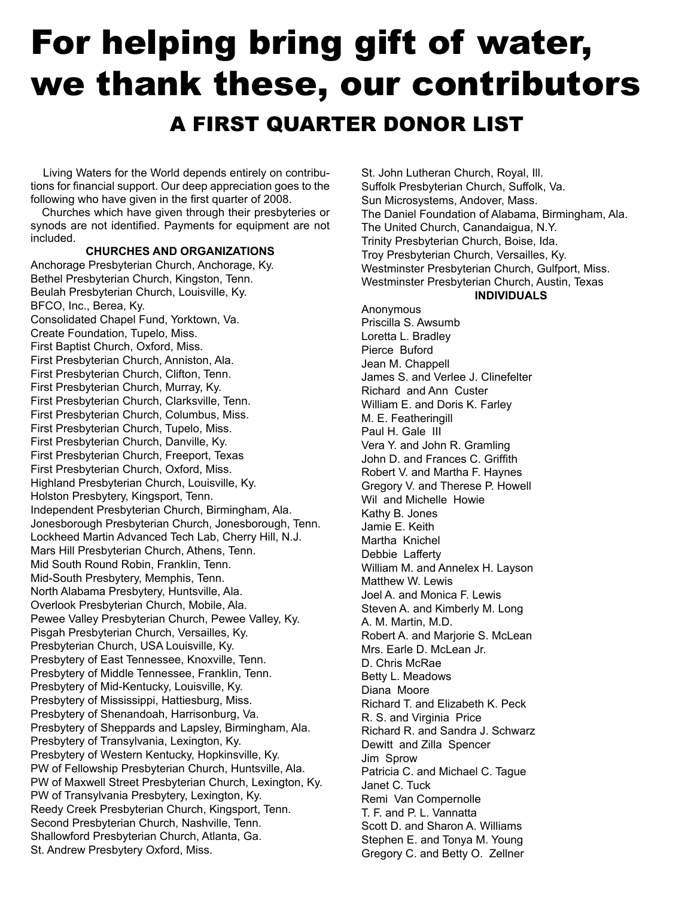# For helping bring gift of water, we thank these, our contributors

## A FIRST QUARTER DONOR LIST

Living Waters for the World depends entirely on contributions for financial support. Our deep appreciation goes to the following who have given in the first quarter of 2008.

Churches which have given through their presbyteries or synods are not identified. Payments for equipment are not included.

**CHURCHES AND ORGANIZATIONS**

Anchorage Presbyterian Church, Anchorage, Ky.
Bethel Presbyterian Church, Kingston, Tenn.
Beulah Presbyterian Church, Louisville, Ky.
BFCO, Inc., Berea, Ky.
Consolidated Chapel Fund, Yorktown, Va.
Create Foundation, Tupelo, Miss.
First Baptist Church, Oxford, Miss.
First Presbyterian Church, Anniston, Ala.
First Presbyterian Church, Clifton, Tenn.
First Presbyterian Church, Murray, Ky.
First Presbyterian Church, Clarksville, Tenn.
First Presbyterian Church, Columbus, Miss.
First Presbyterian Church, Tupelo, Miss.
First Presbyterian Church, Danville, Ky.
First Presbyterian Church, Freeport, Texas
First Presbyterian Church, Oxford, Miss.
Highland Presbyterian Church, Louisville, Ky.
Holston Presbytery, Kingsport, Tenn.
Independent Presbyterian Church, Birmingham, Ala.
Jonesborough Presbyterian Church, Jonesborough, Tenn.
Lockheed Martin Advanced Tech Lab, Cherry Hill, N.J.
Mars Hill Presbyterian Church, Athens, Tenn.
Mid South Round Robin, Franklin, Tenn.
Mid-South Presbytery, Memphis, Tenn.
North Alabama Presbytery, Huntsville, Ala.
Overlook Presbyterian Church, Mobile, Ala.
Pewee Valley Presbyterian Church, Pewee Valley, Ky.
Pisgah Presbyterian Church, Versailles, Ky.
Presbyterian Church, USA Louisville, Ky.
Presbytery of East Tennessee, Knoxville, Tenn.
Presbytery of Middle Tennessee, Franklin, Tenn.
Presbytery of Mid-Kentucky, Louisville, Ky.
Presbytery of Mississippi, Hattiesburg, Miss.
Presbytery of Shenandoah, Harrisonburg, Va.
Presbytery of Sheppards and Lapsley, Birmingham, Ala.
Presbytery of Transylvania, Lexington, Ky.
Presbytery of Western Kentucky, Hopkinsville, Ky.
PW of Fellowship Presbyterian Church, Huntsville, Ala.
PW of Maxwell Street Presbyterian Church, Lexington, Ky.
PW of Transylvania Presbytery, Lexington, Ky.
Reedy Creek Presbyterian Church, Kingsport, Tenn.
Second Presbyterian Church, Nashville, Tenn.
Shallowford Presbyterian Church, Atlanta, Ga.
St. Andrew Presbytery Oxford, Miss.
St. John Lutheran Church, Royal, Ill.
Suffolk Presbyterian Church, Suffolk, Va.
Sun Microsystems, Andover, Mass.
The Daniel Foundation of Alabama, Birmingham, Ala.
The United Church, Canandaigua, N.Y.
Trinity Presbyterian Church, Boise, Ida.
Troy Presbyterian Church, Versailles, Ky.
Westminster Presbyterian Church, Gulfport, Miss.
Westminster Presbyterian Church, Austin, Texas

**INDIVIDUALS**

Anonymous
Priscilla S. Awsumb
Loretta L. Bradley
Pierce Buford
Jean M. Chappell
James S. and Verlee J. Clinefelter
Richard and Ann Custer
William E. and Doris K. Farley
M. E. Featheringill
Paul H. Gale III
Vera Y. and John R. Gramling
John D. and Frances C. Griffith
Robert V. and Martha F. Haynes
Gregory V. and Therese P. Howell
Wil and Michelle Howie
Kathy B. Jones
Jamie E. Keith
Martha Knichel
Debbie Lafferty
William M. and Annelex H. Layson
Matthew W. Lewis
Joel A. and Monica F. Lewis
Steven A. and Kimberly M. Long
A. M. Martin, M.D.
Robert A. and Marjorie S. McLean
Mrs. Earle D. McLean Jr.
D. Chris McRae
Betty L. Meadows
Diana Moore
Richard T. and Elizabeth K. Peck
R. S. and Virginia Price
Richard R. and Sandra J. Schwarz
Dewitt and Zilla Spencer
Jim Sprow
Patricia C. and Michael C. Tague
Janet C. Tuck
Remi Van Compernolle
T. F. and P. L. Vannatta
Scott D. and Sharon A. Williams
Stephen E. and Tonya M. Young
Gregory C. and Betty O. Zellner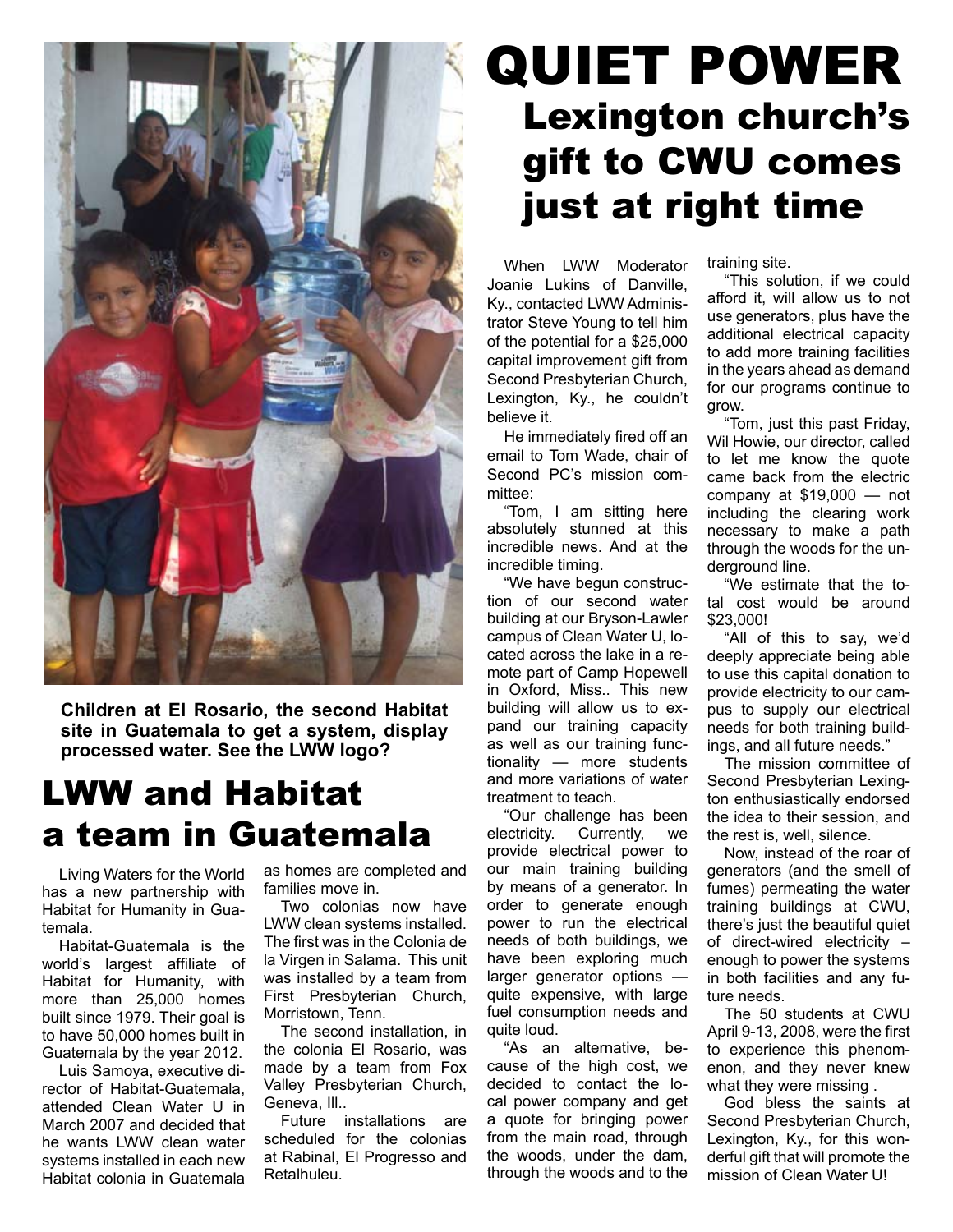# QUIET POWER

## Lexington church's gift to CWU comes just at right time

When LWW Moderator Joanie Lukins of Danville, Ky., contacted LWW Administrator Steve Young to tell him of the potential for a $25,000 capital improvement gift from Second Presbyterian Church, Lexington, Ky., he couldn't believe it.

He immediately fired off an email to Tom Wade, chair of Second PC's mission committee:

"Tom, I am sitting here absolutely stunned at this incredible news. And at the incredible timing.

"We have begun construction of our second water building at our Bryson-Lawler campus of Clean Water U, located across the lake in a remote part of Camp Hopewell in Oxford, Miss.. This new building will allow us to expand our training capacity as well as our training functionality — more students and more variations of water treatment to teach.

"Our challenge has been electricity. Currently, we provide electrical power to our main training building by means of a generator. In order to generate enough power to run the electrical needs of both buildings, we have been exploring much larger generator options — quite expensive, with large fuel consumption needs and quite loud.

"As an alternative, because of the high cost, we decided to contact the local power company and get a quote for bringing power from the main road, through the woods, under the dam, through the woods and to the training site.

"This solution, if we could afford it, will allow us to not use generators, plus have the additional electrical capacity to add more training facilities in the years ahead as demand for our programs continue to grow.

"Tom, just this past Friday, Wil Howie, our director, called to let me know the quote came back from the electric company at $19,000 — not including the clearing work necessary to make a path through the woods for the underground line.

"We estimate that the total cost would be around $23,000!

"All of this to say, we'd deeply appreciate being able to use this capital donation to provide electricity to our campus to supply our electrical needs for both training buildings, and all future needs."

The mission committee of Second Presbyterian Lexington enthusiastically endorsed the idea to their session, and the rest is, well, silence.

Now, instead of the roar of generators (and the smell of fumes) permeating the water training buildings at CWU, there's just the beautiful quiet of direct-wired electricity – enough to power the systems in both facilities and any future needs.

The 50 students at CWU April 9-13, 2008, were the first to experience this phenomenon, and they never knew what they were missing .

God bless the saints at Second Presbyterian Church, Lexington, Ky., for this wonderful gift that will promote the mission of Clean Water U!

**Children at El Rosario, the second Habitat site in Guatemala to get a system, display processed water. See the LWW logo?**

# LWW and Habitat a team in Guatemala

Living Waters for the World has a new partnership with Habitat for Humanity in Guatemala.

Habitat-Guatemala is the world's largest affiliate of Habitat for Humanity, with more than 25,000 homes built since 1979. Their goal is to have 50,000 homes built in Guatemala by the year 2012.

Luis Samoya, executive director of Habitat-Guatemala, attended Clean Water U in March 2007 and decided that he wants LWW clean water systems installed in each new Habitat colonia in Guatemala as homes are completed and families move in.

Two colonias now have LWW clean systems installed. The first was in the Colonia de la Virgen in Salama. This unit was installed by a team from First Presbyterian Church, Morristown, Tenn.

The second installation, in the colonia El Rosario, was made by a team from Fox Valley Presbyterian Church, Geneva, Ill..

Future installations are scheduled for the colonias at Rabinal, El Progresso and Retalhuleu.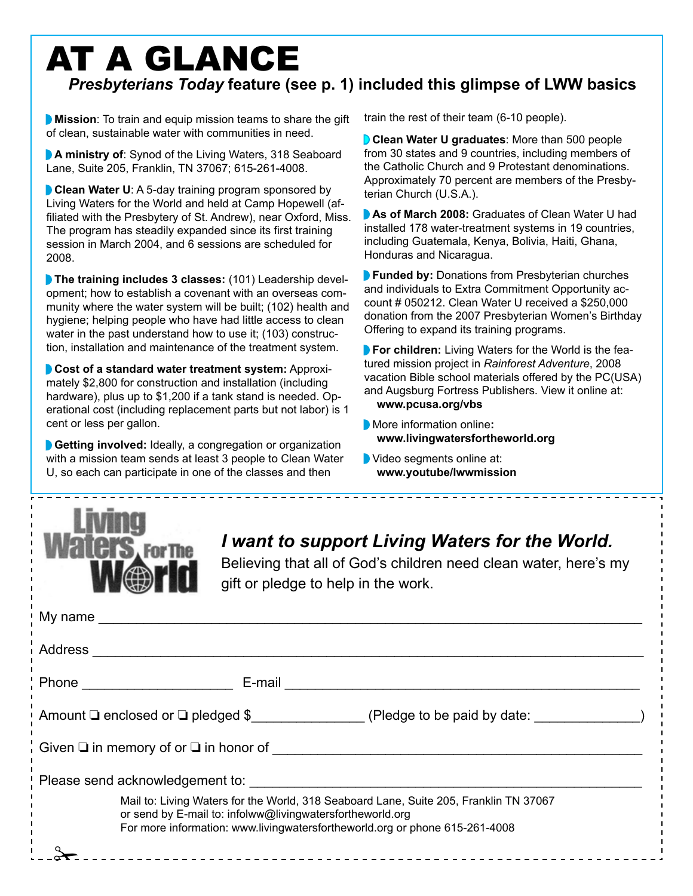# AT A GLANCE

***Presbyterians Today* feature (see p. 1) included this glimpse of LWW basics**

- **Mission**: To train and equip mission teams to share the gift of clean, sustainable water with communities in need.
- **A ministry of**: Synod of the Living Waters, 318 Seaboard Lane, Suite 205, Franklin, TN 37067; 615-261-4008.
- **Clean Water U**: A 5-day training program sponsored by Living Waters for the World and held at Camp Hopewell (affiliated with the Presbytery of St. Andrew), near Oxford, Miss. The program has steadily expanded since its first training session in March 2004, and 6 sessions are scheduled for 2008.
- **The training includes 3 classes:** (101) Leadership development; how to establish a covenant with an overseas community where the water system will be built; (102) health and hygiene; helping people who have had little access to clean water in the past understand how to use it; (103) construction, installation and maintenance of the treatment system.
- **Cost of a standard water treatment system:** Approximately $2,800 for construction and installation (including hardware), plus up to $1,200 if a tank stand is needed. Operational cost (including replacement parts but not labor) is 1 cent or less per gallon.
- **Getting involved:** Ideally, a congregation or organization with a mission team sends at least 3 people to Clean Water U, so each can participate in one of the classes and then train the rest of their team (6-10 people).
- **Clean Water U graduates**: More than 500 people from 30 states and 9 countries, including members of the Catholic Church and 9 Protestant denominations. Approximately 70 percent are members of the Presbyterian Church (U.S.A.).
- **As of March 2008:** Graduates of Clean Water U had installed 178 water-treatment systems in 19 countries, including Guatemala, Kenya, Bolivia, Haiti, Ghana, Honduras and Nicaragua.
- **Funded by:** Donations from Presbyterian churches and individuals to Extra Commitment Opportunity account # 050212. Clean Water U received a $250,000 donation from the 2007 Presbyterian Women's Birthday Offering to expand its training programs.
- **For children:** Living Waters for the World is the featured mission project in *Rainforest Adventure*, 2008 vacation Bible school materials offered by the PC(USA) and Augsburg Fortress Publishers. View it online at: **www.pcusa.org/vbs**
- More information online**:** **www.livingwatersfortheworld.org**
- Video segments online at: **www.youtube/lwwmission**

---

Living Waters For The World

***I want to support Living Waters for the World.***

Believing that all of God's children need clean water, here's my gift or pledge to help in the work.

My name ______________________________________________

Address ______________________________________________

Phone ____________________ E-mail ____________________________

Amount ❑ enclosed or ❑ pledged $______________ (Pledge to be paid by date: _____________)

Given ❑ in memory of or ❑ in honor of ______________________________

Please send acknowledgement to: ______________________________

Mail to: Living Waters for the World, 318 Seaboard Lane, Suite 205, Franklin TN 37067
or send by E-mail to: infolww@livingwatersfortheworld.org
For more information: www.livingwatersfortheworld.org or phone 615-261-4008